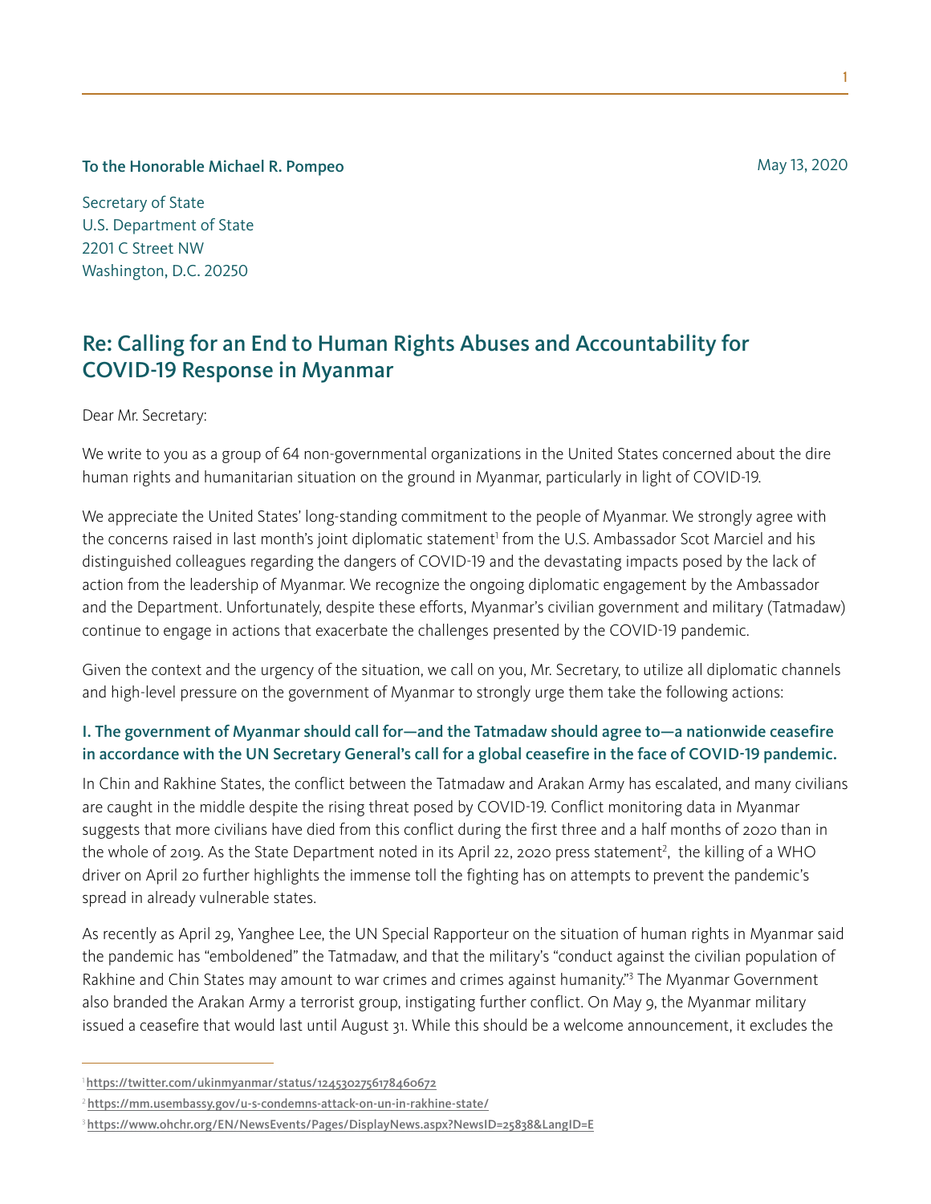**To the Honorable Michael R. Pompeo**

May 13, 2020

Secretary of State
U.S. Department of State
2201 C Street NW
Washington, D.C. 20250

## Re: Calling for an End to Human Rights Abuses and Accountability for COVID-19 Response in Myanmar

Dear Mr. Secretary:

We write to you as a group of 64 non-governmental organizations in the United States concerned about the dire human rights and humanitarian situation on the ground in Myanmar, particularly in light of COVID-19.

We appreciate the United States' long-standing commitment to the people of Myanmar. We strongly agree with the concerns raised in last month's joint diplomatic statement[1] from the U.S. Ambassador Scot Marciel and his distinguished colleagues regarding the dangers of COVID-19 and the devastating impacts posed by the lack of action from the leadership of Myanmar. We recognize the ongoing diplomatic engagement by the Ambassador and the Department. Unfortunately, despite these efforts, Myanmar's civilian government and military (Tatmadaw) continue to engage in actions that exacerbate the challenges presented by the COVID-19 pandemic.

Given the context and the urgency of the situation, we call on you, Mr. Secretary, to utilize all diplomatic channels and high-level pressure on the government of Myanmar to strongly urge them take the following actions:

### I. The government of Myanmar should call for—and the Tatmadaw should agree to—a nationwide ceasefire in accordance with the UN Secretary General's call for a global ceasefire in the face of COVID-19 pandemic.

In Chin and Rakhine States, the conflict between the Tatmadaw and Arakan Army has escalated, and many civilians are caught in the middle despite the rising threat posed by COVID-19. Conflict monitoring data in Myanmar suggests that more civilians have died from this conflict during the first three and a half months of 2020 than in the whole of 2019. As the State Department noted in its April 22, 2020 press statement[2], the killing of a WHO driver on April 20 further highlights the immense toll the fighting has on attempts to prevent the pandemic's spread in already vulnerable states.

As recently as April 29, Yanghee Lee, the UN Special Rapporteur on the situation of human rights in Myanmar said the pandemic has "emboldened" the Tatmadaw, and that the military's "conduct against the civilian population of Rakhine and Chin States may amount to war crimes and crimes against humanity."[3] The Myanmar Government also branded the Arakan Army a terrorist group, instigating further conflict. On May 9, the Myanmar military issued a ceasefire that would last until August 31. While this should be a welcome announcement, it excludes the

---

[1] https://twitter.com/ukinmyanmar/status/1245302756178460672

[2] https://mm.usembassy.gov/u-s-condemns-attack-on-un-in-rakhine-state/

[3] https://www.ohchr.org/EN/NewsEvents/Pages/DisplayNews.aspx?NewsID=25838&LangID=E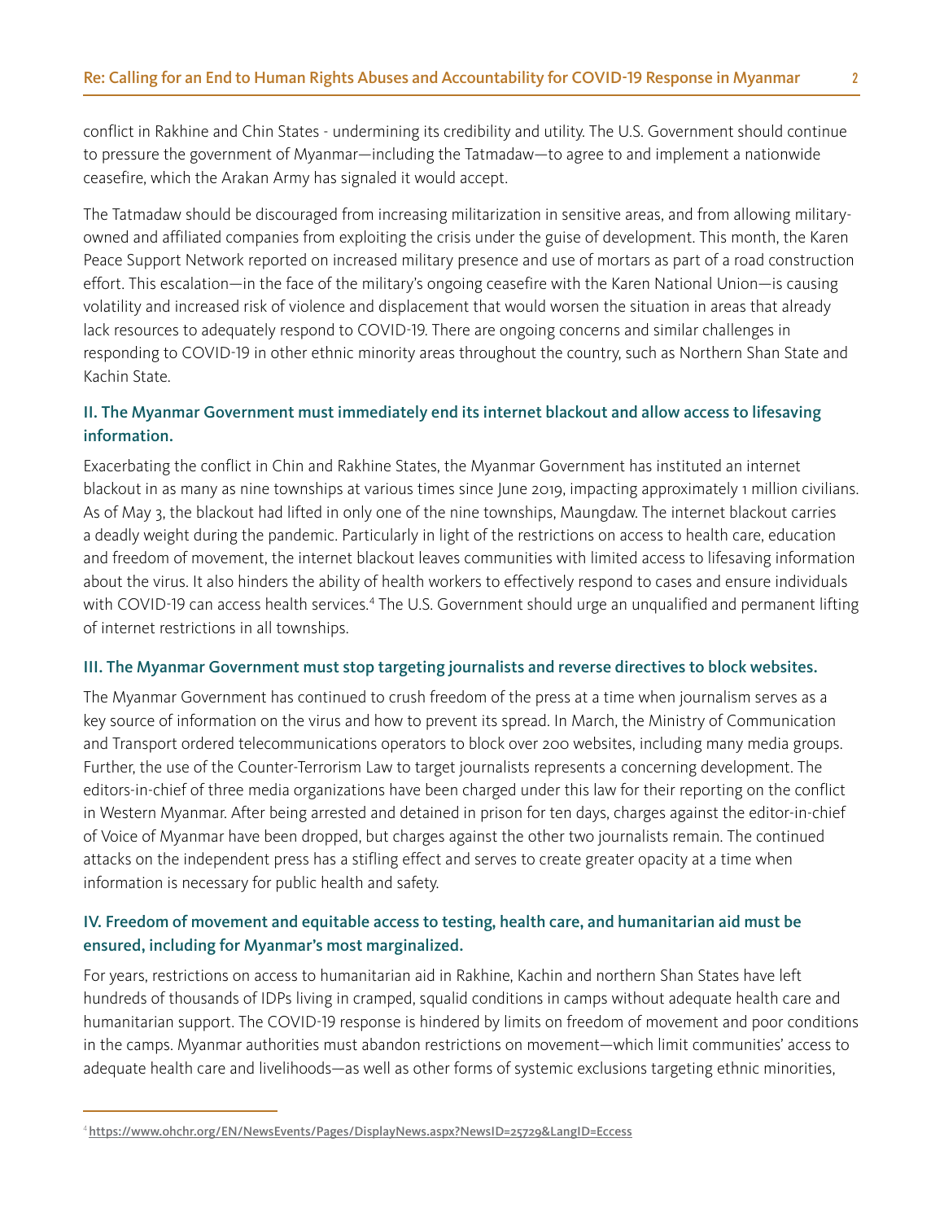conflict in Rakhine and Chin States - undermining its credibility and utility. The U.S. Government should continue to pressure the government of Myanmar—including the Tatmadaw—to agree to and implement a nationwide ceasefire, which the Arakan Army has signaled it would accept.

The Tatmadaw should be discouraged from increasing militarization in sensitive areas, and from allowing military-owned and affiliated companies from exploiting the crisis under the guise of development. This month, the Karen Peace Support Network reported on increased military presence and use of mortars as part of a road construction effort. This escalation—in the face of the military's ongoing ceasefire with the Karen National Union—is causing volatility and increased risk of violence and displacement that would worsen the situation in areas that already lack resources to adequately respond to COVID-19. There are ongoing concerns and similar challenges in responding to COVID-19 in other ethnic minority areas throughout the country, such as Northern Shan State and Kachin State.

### II. The Myanmar Government must immediately end its internet blackout and allow access to lifesaving information.

Exacerbating the conflict in Chin and Rakhine States, the Myanmar Government has instituted an internet blackout in as many as nine townships at various times since June 2019, impacting approximately 1 million civilians. As of May 3, the blackout had lifted in only one of the nine townships, Maungdaw. The internet blackout carries a deadly weight during the pandemic. Particularly in light of the restrictions on access to health care, education and freedom of movement, the internet blackout leaves communities with limited access to lifesaving information about the virus. It also hinders the ability of health workers to effectively respond to cases and ensure individuals with COVID-19 can access health services.[4] The U.S. Government should urge an unqualified and permanent lifting of internet restrictions in all townships.

### III. The Myanmar Government must stop targeting journalists and reverse directives to block websites.

The Myanmar Government has continued to crush freedom of the press at a time when journalism serves as a key source of information on the virus and how to prevent its spread. In March, the Ministry of Communication and Transport ordered telecommunications operators to block over 200 websites, including many media groups. Further, the use of the Counter-Terrorism Law to target journalists represents a concerning development. The editors-in-chief of three media organizations have been charged under this law for their reporting on the conflict in Western Myanmar. After being arrested and detained in prison for ten days, charges against the editor-in-chief of Voice of Myanmar have been dropped, but charges against the other two journalists remain. The continued attacks on the independent press has a stifling effect and serves to create greater opacity at a time when information is necessary for public health and safety.

### IV. Freedom of movement and equitable access to testing, health care, and humanitarian aid must be ensured, including for Myanmar's most marginalized.

For years, restrictions on access to humanitarian aid in Rakhine, Kachin and northern Shan States have left hundreds of thousands of IDPs living in cramped, squalid conditions in camps without adequate health care and humanitarian support. The COVID-19 response is hindered by limits on freedom of movement and poor conditions in the camps. Myanmar authorities must abandon restrictions on movement—which limit communities' access to adequate health care and livelihoods—as well as other forms of systemic exclusions targeting ethnic minorities,

---

[4] https://www.ohchr.org/EN/NewsEvents/Pages/DisplayNews.aspx?NewsID=25729&LangID=Eccess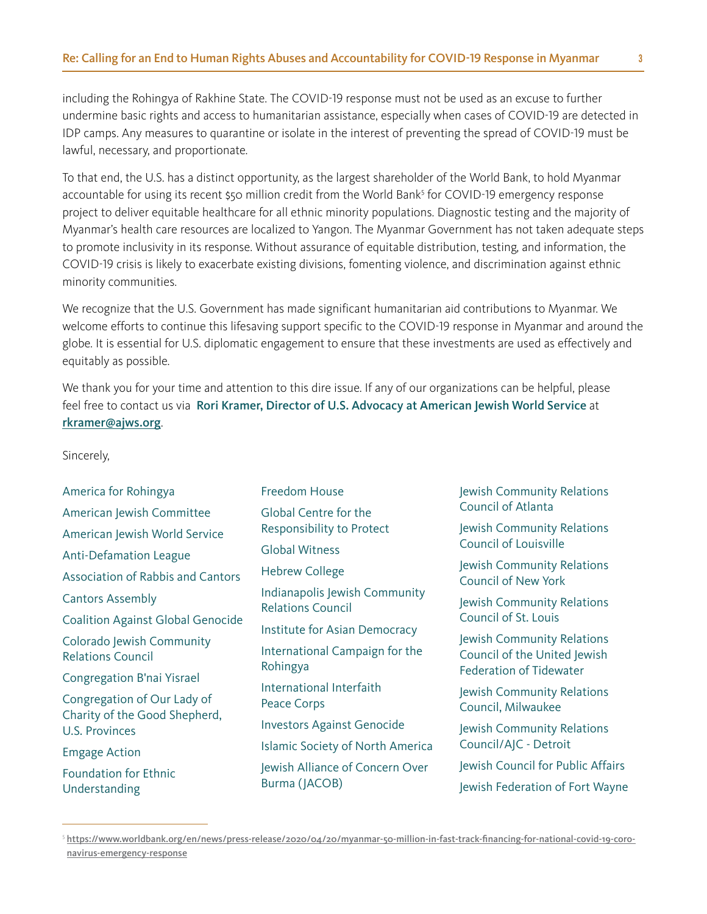including the Rohingya of Rakhine State. The COVID-19 response must not be used as an excuse to further undermine basic rights and access to humanitarian assistance, especially when cases of COVID-19 are detected in IDP camps. Any measures to quarantine or isolate in the interest of preventing the spread of COVID-19 must be lawful, necessary, and proportionate.

To that end, the U.S. has a distinct opportunity, as the largest shareholder of the World Bank, to hold Myanmar accountable for using its recent $50 million credit from the World Bank[5] for COVID-19 emergency response project to deliver equitable healthcare for all ethnic minority populations. Diagnostic testing and the majority of Myanmar's health care resources are localized to Yangon. The Myanmar Government has not taken adequate steps to promote inclusivity in its response. Without assurance of equitable distribution, testing, and information, the COVID-19 crisis is likely to exacerbate existing divisions, fomenting violence, and discrimination against ethnic minority communities.

We recognize that the U.S. Government has made significant humanitarian aid contributions to Myanmar. We welcome efforts to continue this lifesaving support specific to the COVID-19 response in Myanmar and around the globe. It is essential for U.S. diplomatic engagement to ensure that these investments are used as effectively and equitably as possible.

We thank you for your time and attention to this dire issue. If any of our organizations can be helpful, please feel free to contact us via **Rori Kramer, Director of U.S. Advocacy at American Jewish World Service** at **rkramer@ajws.org**.

Sincerely,

America for Rohingya
American Jewish Committee
American Jewish World Service
Anti-Defamation League
Association of Rabbis and Cantors
Cantors Assembly
Coalition Against Global Genocide
Colorado Jewish Community Relations Council
Congregation B'nai Yisrael
Congregation of Our Lady of Charity of the Good Shepherd, U.S. Provinces
Emgage Action
Foundation for Ethnic Understanding
Freedom House
Global Centre for the Responsibility to Protect
Global Witness
Hebrew College
Indianapolis Jewish Community Relations Council
Institute for Asian Democracy
International Campaign for the Rohingya
International Interfaith Peace Corps
Investors Against Genocide
Islamic Society of North America
Jewish Alliance of Concern Over Burma (JACOB)
Jewish Community Relations Council of Atlanta
Jewish Community Relations Council of Louisville
Jewish Community Relations Council of New York
Jewish Community Relations Council of St. Louis
Jewish Community Relations Council of the United Jewish Federation of Tidewater
Jewish Community Relations Council, Milwaukee
Jewish Community Relations Council/AJC - Detroit
Jewish Council for Public Affairs
Jewish Federation of Fort Wayne

---

[5] https://www.worldbank.org/en/news/press-release/2020/04/20/myanmar-50-million-in-fast-track-financing-for-national-covid-19-coronavirus-emergency-response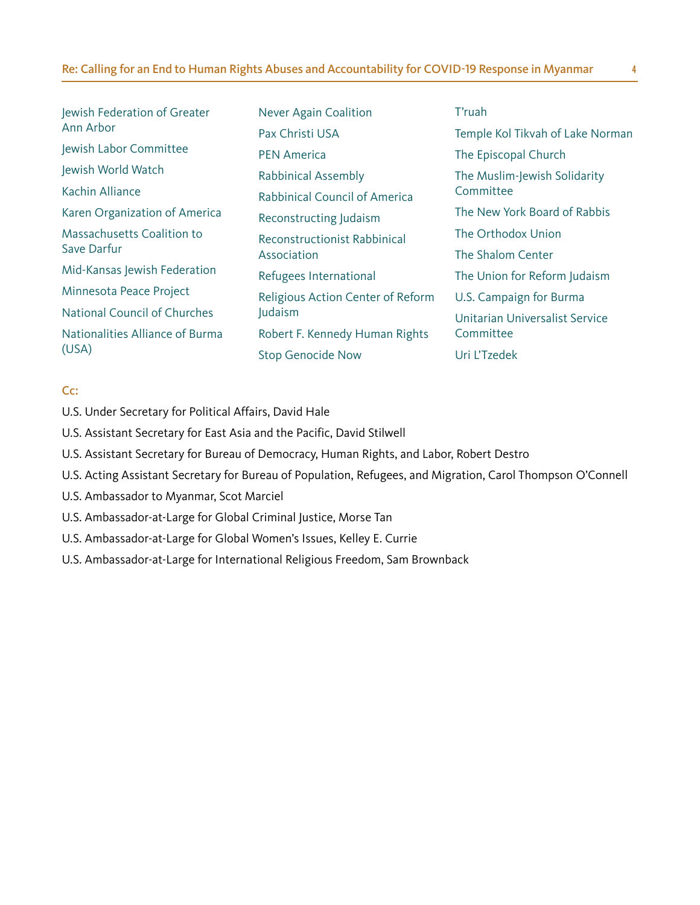Jewish Federation of Greater Ann Arbor

Jewish Labor Committee

Jewish World Watch

Kachin Alliance

Karen Organization of America

Massachusetts Coalition to Save Darfur

Mid-Kansas Jewish Federation

Minnesota Peace Project

National Council of Churches

Nationalities Alliance of Burma (USA)

Never Again Coalition

Pax Christi USA

PEN America

Rabbinical Assembly

Rabbinical Council of America

Reconstructing Judaism

Reconstructionist Rabbinical Association

Refugees International

Religious Action Center of Reform Judaism

Robert F. Kennedy Human Rights

Stop Genocide Now

T'ruah

Temple Kol Tikvah of Lake Norman

The Episcopal Church

The Muslim-Jewish Solidarity Committee

The New York Board of Rabbis

The Orthodox Union

The Shalom Center

The Union for Reform Judaism

U.S. Campaign for Burma

Unitarian Universalist Service Committee

Uri L'Tzedek

**Cc:**

U.S. Under Secretary for Political Affairs, David Hale

U.S. Assistant Secretary for East Asia and the Pacific, David Stilwell

U.S. Assistant Secretary for Bureau of Democracy, Human Rights, and Labor, Robert Destro

U.S. Acting Assistant Secretary for Bureau of Population, Refugees, and Migration, Carol Thompson O'Connell

U.S. Ambassador to Myanmar, Scot Marciel

U.S. Ambassador-at-Large for Global Criminal Justice, Morse Tan

U.S. Ambassador-at-Large for Global Women's Issues, Kelley E. Currie

U.S. Ambassador-at-Large for International Religious Freedom, Sam Brownback